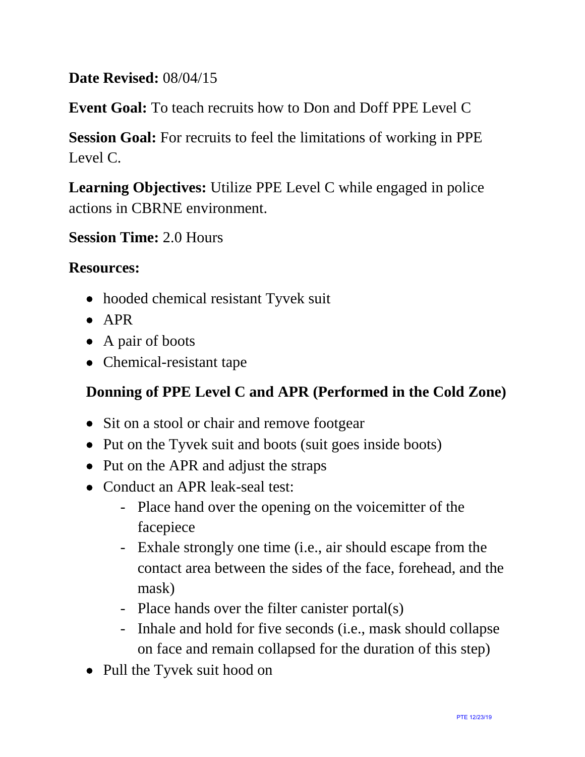**Date Revised:** 08/04/15

**Event Goal:** To teach recruits how to Don and Doff PPE Level C

**Session Goal:** For recruits to feel the limitations of working in PPE Level C.

**Learning Objectives:** Utilize PPE Level C while engaged in police actions in CBRNE environment.

**Session Time:** 2.0 Hours

**Resources:**

- hooded chemical resistant Tyvek suit
- APR
- A pair of boots
- Chemical-resistant tape

### Donning of PPE Level C and APR (Performed in the Cold Zone)

- Sit on a stool or chair and remove footgear
- Put on the Tyvek suit and boots (suit goes inside boots)
- Put on the APR and adjust the straps
- Conduct an APR leak-seal test:
  - Place hand over the opening on the voicemitter of the facepiece
  - Exhale strongly one time (i.e., air should escape from the contact area between the sides of the face, forehead, and the mask)
  - Place hands over the filter canister portal(s)
  - Inhale and hold for five seconds (i.e., mask should collapse on face and remain collapsed for the duration of this step)
- Pull the Tyvek suit hood on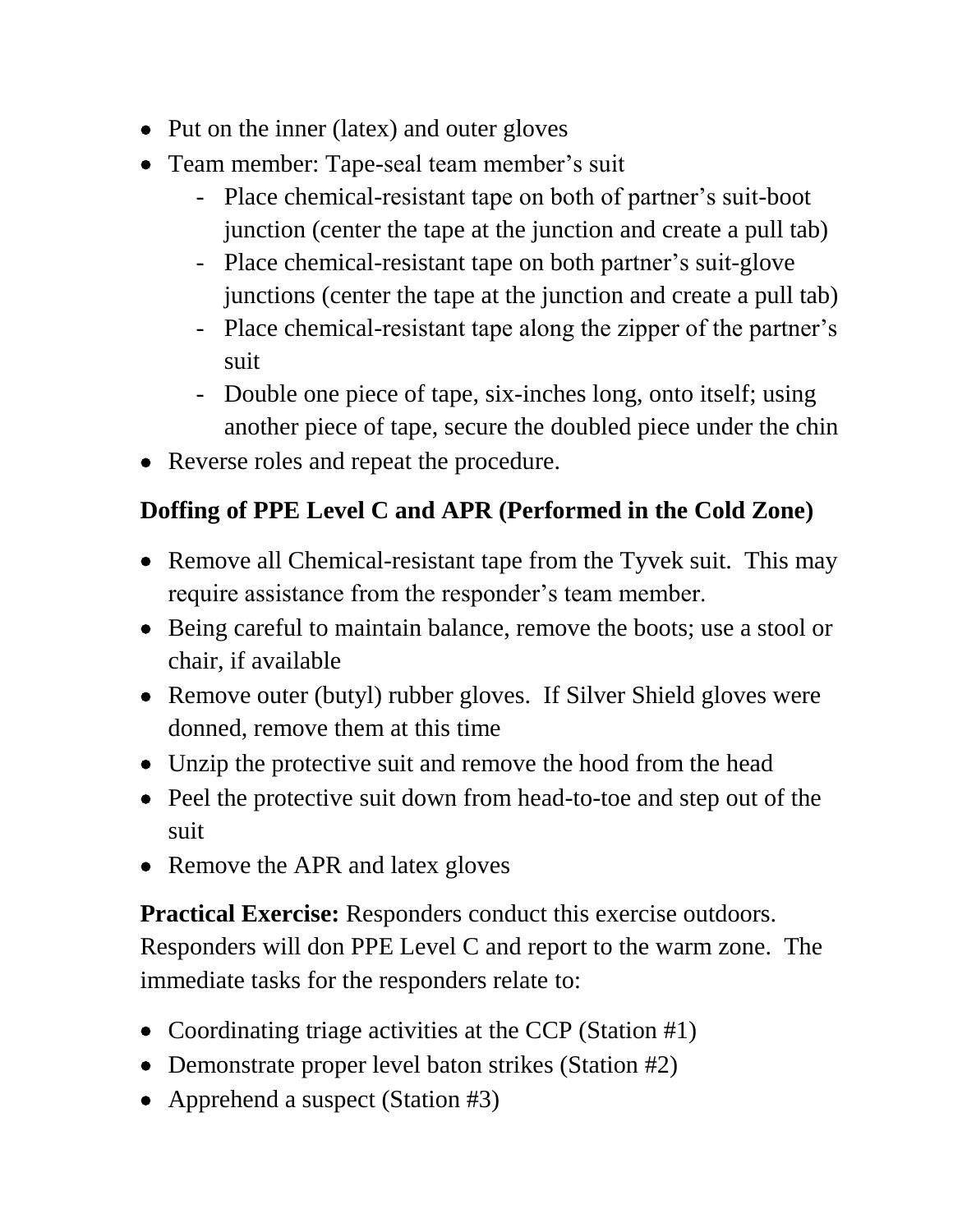- Put on the inner (latex) and outer gloves
- Team member: Tape-seal team member's suit
  - Place chemical-resistant tape on both of partner's suit-boot junction (center the tape at the junction and create a pull tab)
  - Place chemical-resistant tape on both partner's suit-glove junctions (center the tape at the junction and create a pull tab)
  - Place chemical-resistant tape along the zipper of the partner's suit
  - Double one piece of tape, six-inches long, onto itself; using another piece of tape, secure the doubled piece under the chin
- Reverse roles and repeat the procedure.

**Doffing of PPE Level C and APR (Performed in the Cold Zone)**

- Remove all Chemical-resistant tape from the Tyvek suit. This may require assistance from the responder's team member.
- Being careful to maintain balance, remove the boots; use a stool or chair, if available
- Remove outer (butyl) rubber gloves. If Silver Shield gloves were donned, remove them at this time
- Unzip the protective suit and remove the hood from the head
- Peel the protective suit down from head-to-toe and step out of the suit
- Remove the APR and latex gloves

**Practical Exercise:** Responders conduct this exercise outdoors. Responders will don PPE Level C and report to the warm zone. The immediate tasks for the responders relate to:

- Coordinating triage activities at the CCP (Station #1)
- Demonstrate proper level baton strikes (Station #2)
- Apprehend a suspect (Station #3)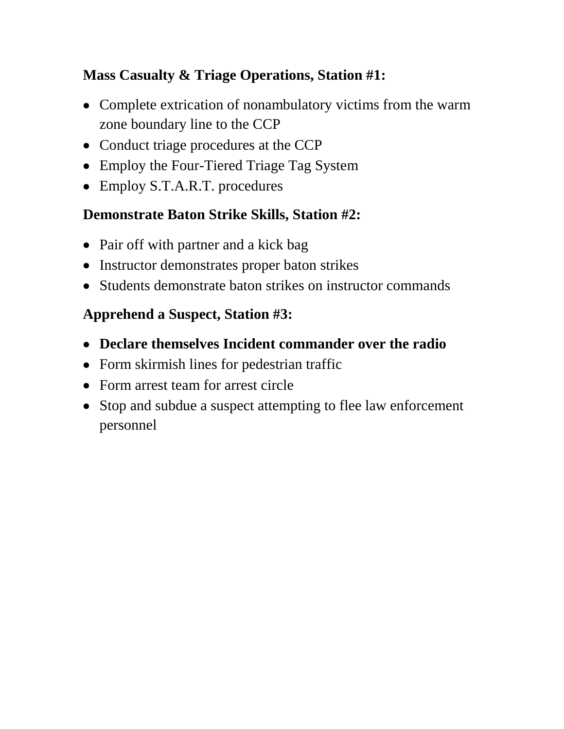**Mass Casualty & Triage Operations, Station #1:**

- Complete extrication of nonambulatory victims from the warm zone boundary line to the CCP
- Conduct triage procedures at the CCP
- Employ the Four-Tiered Triage Tag System
- Employ S.T.A.R.T. procedures

**Demonstrate Baton Strike Skills, Station #2:**

- Pair off with partner and a kick bag
- Instructor demonstrates proper baton strikes
- Students demonstrate baton strikes on instructor commands

**Apprehend a Suspect, Station #3:**

- **Declare themselves Incident commander over the radio**
- Form skirmish lines for pedestrian traffic
- Form arrest team for arrest circle
- Stop and subdue a suspect attempting to flee law enforcement personnel